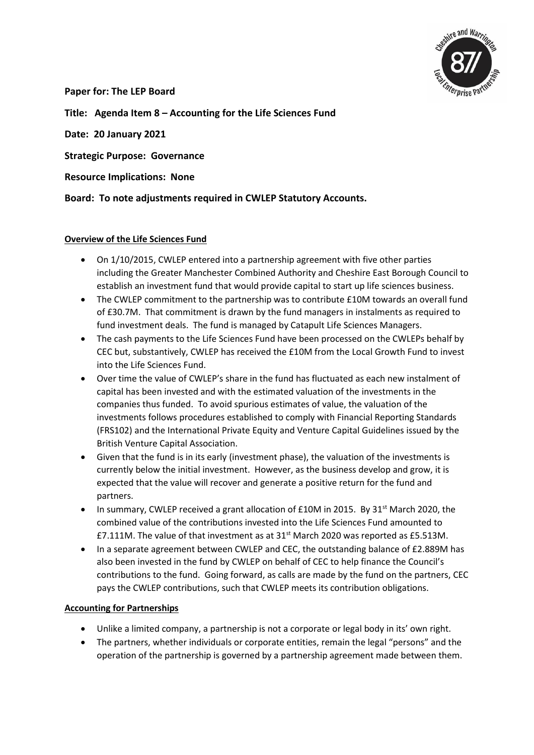**Paper for: The LEP Board**

**Title: Agenda Item 8 – Accounting for the Life Sciences Fund**

**Date: 20 January 2021**

**Strategic Purpose: Governance**

**Resource Implications: None**

**Board: To note adjustments required in CWLEP Statutory Accounts.**

**Overview of the Life Sciences Fund**

- On 1/10/2015, CWLEP entered into a partnership agreement with five other parties including the Greater Manchester Combined Authority and Cheshire East Borough Council to establish an investment fund that would provide capital to start up life sciences business.
- The CWLEP commitment to the partnership was to contribute £10M towards an overall fund of £30.7M. That commitment is drawn by the fund managers in instalments as required to fund investment deals. The fund is managed by Catapult Life Sciences Managers.
- The cash payments to the Life Sciences Fund have been processed on the CWLEPs behalf by CEC but, substantively, CWLEP has received the £10M from the Local Growth Fund to invest into the Life Sciences Fund.
- Over time the value of CWLEP's share in the fund has fluctuated as each new instalment of capital has been invested and with the estimated valuation of the investments in the companies thus funded. To avoid spurious estimates of value, the valuation of the investments follows procedures established to comply with Financial Reporting Standards (FRS102) and the International Private Equity and Venture Capital Guidelines issued by the British Venture Capital Association.
- Given that the fund is in its early (investment phase), the valuation of the investments is currently below the initial investment. However, as the business develop and grow, it is expected that the value will recover and generate a positive return for the fund and partners.
- In summary, CWLEP received a grant allocation of £10M in 2015. By 31st March 2020, the combined value of the contributions invested into the Life Sciences Fund amounted to £7.111M. The value of that investment as at 31st March 2020 was reported as £5.513M.
- In a separate agreement between CWLEP and CEC, the outstanding balance of £2.889M has also been invested in the fund by CWLEP on behalf of CEC to help finance the Council's contributions to the fund. Going forward, as calls are made by the fund on the partners, CEC pays the CWLEP contributions, such that CWLEP meets its contribution obligations.

**Accounting for Partnerships**

- Unlike a limited company, a partnership is not a corporate or legal body in its' own right.
- The partners, whether individuals or corporate entities, remain the legal "persons" and the operation of the partnership is governed by a partnership agreement made between them.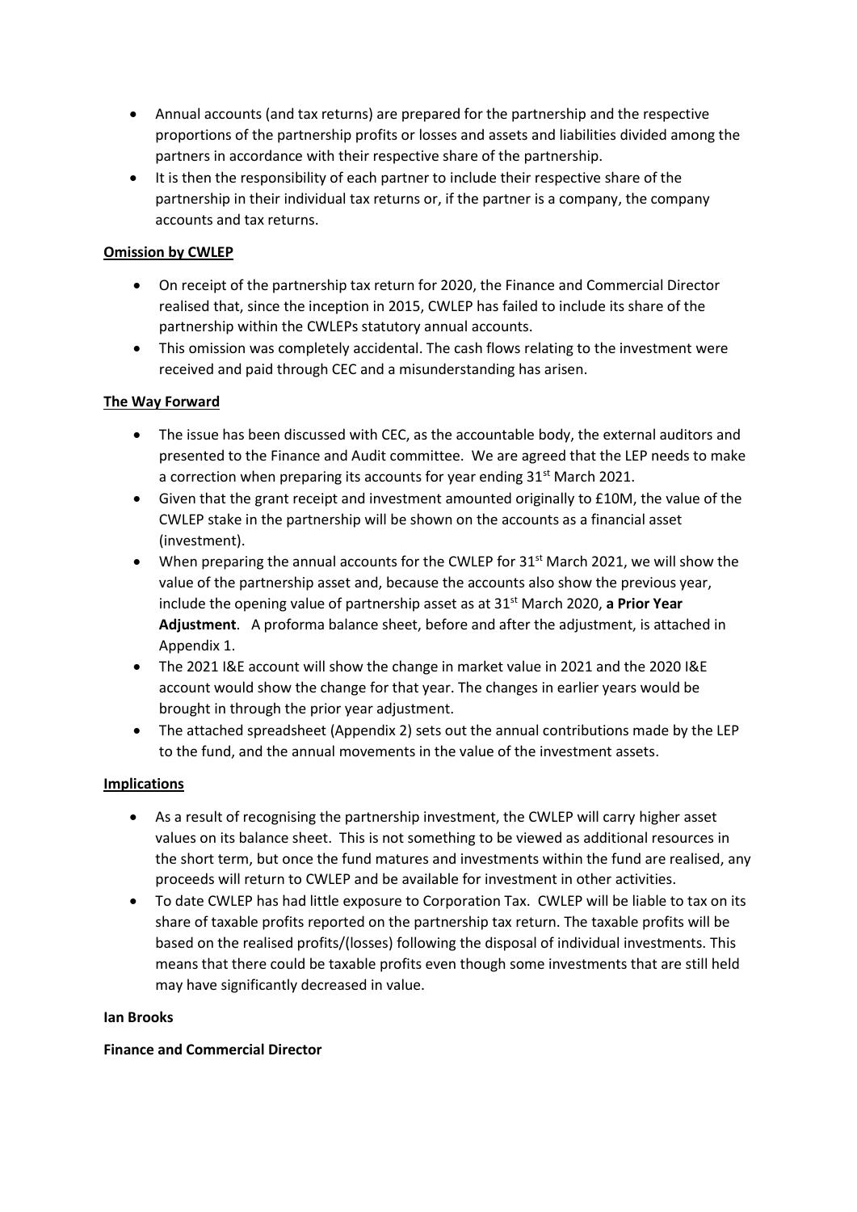- Annual accounts (and tax returns) are prepared for the partnership and the respective proportions of the partnership profits or losses and assets and liabilities divided among the partners in accordance with their respective share of the partnership.
- It is then the responsibility of each partner to include their respective share of the partnership in their individual tax returns or, if the partner is a company, the company accounts and tax returns.

**Omission by CWLEP**

- On receipt of the partnership tax return for 2020, the Finance and Commercial Director realised that, since the inception in 2015, CWLEP has failed to include its share of the partnership within the CWLEPs statutory annual accounts.
- This omission was completely accidental. The cash flows relating to the investment were received and paid through CEC and a misunderstanding has arisen.

**The Way Forward**

- The issue has been discussed with CEC, as the accountable body, the external auditors and presented to the Finance and Audit committee. We are agreed that the LEP needs to make a correction when preparing its accounts for year ending 31st March 2021.
- Given that the grant receipt and investment amounted originally to £10M, the value of the CWLEP stake in the partnership will be shown on the accounts as a financial asset (investment).
- When preparing the annual accounts for the CWLEP for 31st March 2021, we will show the value of the partnership asset and, because the accounts also show the previous year, include the opening value of partnership asset as at 31st March 2020, **a Prior Year Adjustment**. A proforma balance sheet, before and after the adjustment, is attached in Appendix 1.
- The 2021 I&E account will show the change in market value in 2021 and the 2020 I&E account would show the change for that year. The changes in earlier years would be brought in through the prior year adjustment.
- The attached spreadsheet (Appendix 2) sets out the annual contributions made by the LEP to the fund, and the annual movements in the value of the investment assets.

**Implications**

- As a result of recognising the partnership investment, the CWLEP will carry higher asset values on its balance sheet. This is not something to be viewed as additional resources in the short term, but once the fund matures and investments within the fund are realised, any proceeds will return to CWLEP and be available for investment in other activities.
- To date CWLEP has had little exposure to Corporation Tax. CWLEP will be liable to tax on its share of taxable profits reported on the partnership tax return. The taxable profits will be based on the realised profits/(losses) following the disposal of individual investments. This means that there could be taxable profits even though some investments that are still held may have significantly decreased in value.

**Ian Brooks**

**Finance and Commercial Director**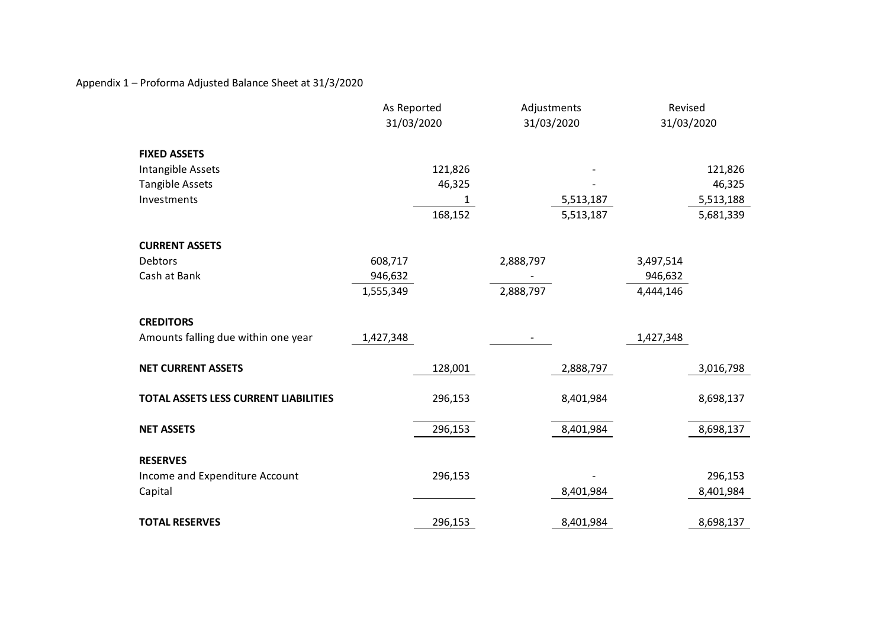Appendix 1 – Proforma Adjusted Balance Sheet at 31/3/2020

| | As Reported 31/03/2020 | | Adjustments 31/03/2020 | | Revised 31/03/2020 | |
|---|---|---|---|---|---|---|
| **FIXED ASSETS** | | | | | | |
| Intangible Assets | | 121,826 | | - | | 121,826 |
| Tangible Assets | | 46,325 | | - | | 46,325 |
| Investments | | 1 | | 5,513,187 | | 5,513,188 |
| | | 168,152 | | 5,513,187 | | 5,681,339 |
| **CURRENT ASSETS** | | | | | | |
| Debtors | 608,717 | | 2,888,797 | | 3,497,514 | |
| Cash at Bank | 946,632 | | - | | 946,632 | |
| | 1,555,349 | | 2,888,797 | | 4,444,146 | |
| **CREDITORS** | | | | | | |
| Amounts falling due within one year | 1,427,348 | | - | | 1,427,348 | |
| **NET CURRENT ASSETS** | | 128,001 | | 2,888,797 | | 3,016,798 |
| **TOTAL ASSETS LESS CURRENT LIABILITIES** | | 296,153 | | 8,401,984 | | 8,698,137 |
| **NET ASSETS** | | 296,153 | | 8,401,984 | | 8,698,137 |
| **RESERVES** | | | | | | |
| Income and Expenditure Account | | 296,153 | | - | | 296,153 |
| Capital | | | | 8,401,984 | | 8,401,984 |
| **TOTAL RESERVES** | | 296,153 | | 8,401,984 | | 8,698,137 |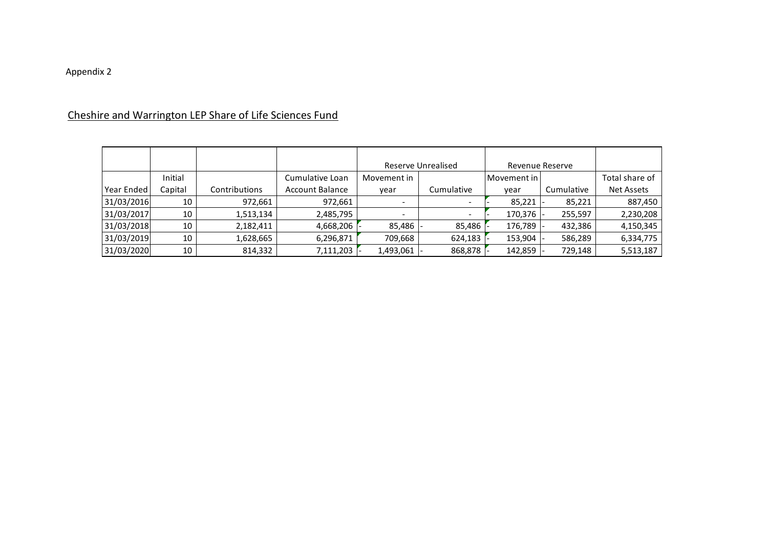Appendix 2

## Cheshire and Warrington LEP Share of Life Sciences Fund

| | | | | Reserve Unrealised | | Revenue Reserve | | |
|---|---|---|---|---|---|---|---|---|
| Year Ended | Initial Capital | Contributions | Cumulative Loan Account Balance | Movement in year | Cumulative | Movement in year | Cumulative | Total share of Net Assets |
| 31/03/2016 | 10 | 972,661 | 972,661 | - | - | -85,221 | -85,221 | 887,450 |
| 31/03/2017 | 10 | 1,513,134 | 2,485,795 | - | - | -170,376 | -255,597 | 2,230,208 |
| 31/03/2018 | 10 | 2,182,411 | 4,668,206 | -85,486 | -85,486 | -176,789 | -432,386 | 4,150,345 |
| 31/03/2019 | 10 | 1,628,665 | 6,296,871 | 709,668 | 624,183 | -153,904 | -586,289 | 6,334,775 |
| 31/03/2020 | 10 | 814,332 | 7,111,203 | -1,493,061 | -868,878 | -142,859 | -729,148 | 5,513,187 |